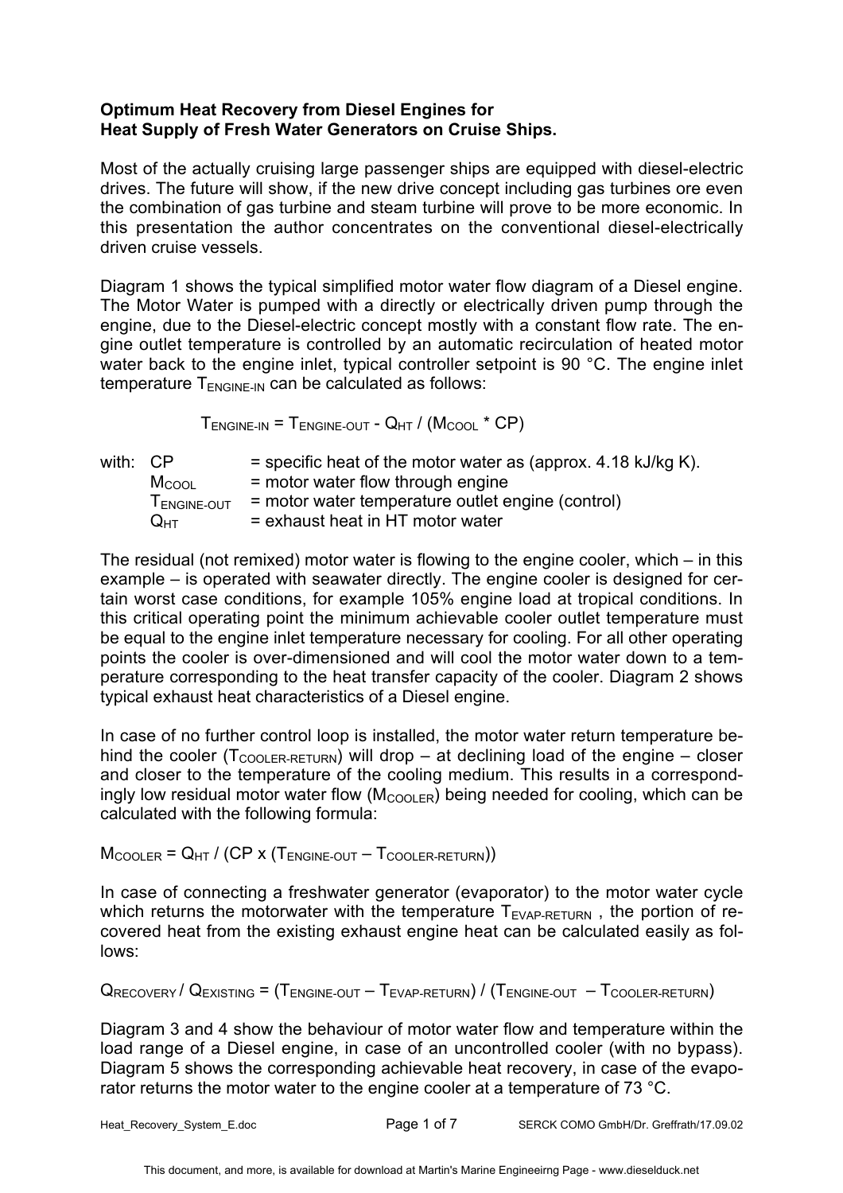**Optimum Heat Recovery from Diesel Engines for Heat Supply of Fresh Water Generators on Cruise Ships.**

Most of the actually cruising large passenger ships are equipped with diesel-electric drives. The future will show, if the new drive concept including gas turbines ore even the combination of gas turbine and steam turbine will prove to be more economic. In this presentation the author concentrates on the conventional diesel-electrically driven cruise vessels.

Diagram 1 shows the typical simplified motor water flow diagram of a Diesel engine. The Motor Water is pumped with a directly or electrically driven pump through the engine, due to the Diesel-electric concept mostly with a constant flow rate. The engine outlet temperature is controlled by an automatic recirculation of heated motor water back to the engine inlet, typical controller setpoint is 90 °C. The engine inlet temperature $T_{ENGINE-IN}$ can be calculated as follows:

$$T_{ENGINE-IN} = T_{ENGINE-OUT} - Q_{HT} / (M_{COOL} * CP)$$

with:
- $CP$ = specific heat of the motor water as (approx. 4.18 kJ/kg K).
- $M_{COOL}$ = motor water flow through engine
- $T_{ENGINE-OUT}$ = motor water temperature outlet engine (control)
- $Q_{HT}$ = exhaust heat in HT motor water

The residual (not remixed) motor water is flowing to the engine cooler, which – in this example – is operated with seawater directly. The engine cooler is designed for certain worst case conditions, for example 105% engine load at tropical conditions. In this critical operating point the minimum achievable cooler outlet temperature must be equal to the engine inlet temperature necessary for cooling. For all other operating points the cooler is over-dimensioned and will cool the motor water down to a temperature corresponding to the heat transfer capacity of the cooler. Diagram 2 shows typical exhaust heat characteristics of a Diesel engine.

In case of no further control loop is installed, the motor water return temperature behind the cooler ($T_{COOLER-RETURN}$) will drop – at declining load of the engine – closer and closer to the temperature of the cooling medium. This results in a correspondingly low residual motor water flow ($M_{COOLER}$) being needed for cooling, which can be calculated with the following formula:

$$M_{COOLER} = Q_{HT} / (CP \times (T_{ENGINE-OUT} - T_{COOLER-RETURN}))$$

In case of connecting a freshwater generator (evaporator) to the motor water cycle which returns the motorwater with the temperature $T_{EVAP-RETURN}$ , the portion of recovered heat from the existing exhaust engine heat can be calculated easily as follows:

$$Q_{RECOVERY} / Q_{EXISTING} = (T_{ENGINE-OUT} - T_{EVAP-RETURN}) / (T_{ENGINE-OUT} - T_{COOLER-RETURN})$$

Diagram 3 and 4 show the behaviour of motor water flow and temperature within the load range of a Diesel engine, in case of an uncontrolled cooler (with no bypass). Diagram 5 shows the corresponding achievable heat recovery, in case of the evaporator returns the motor water to the engine cooler at a temperature of 73 °C.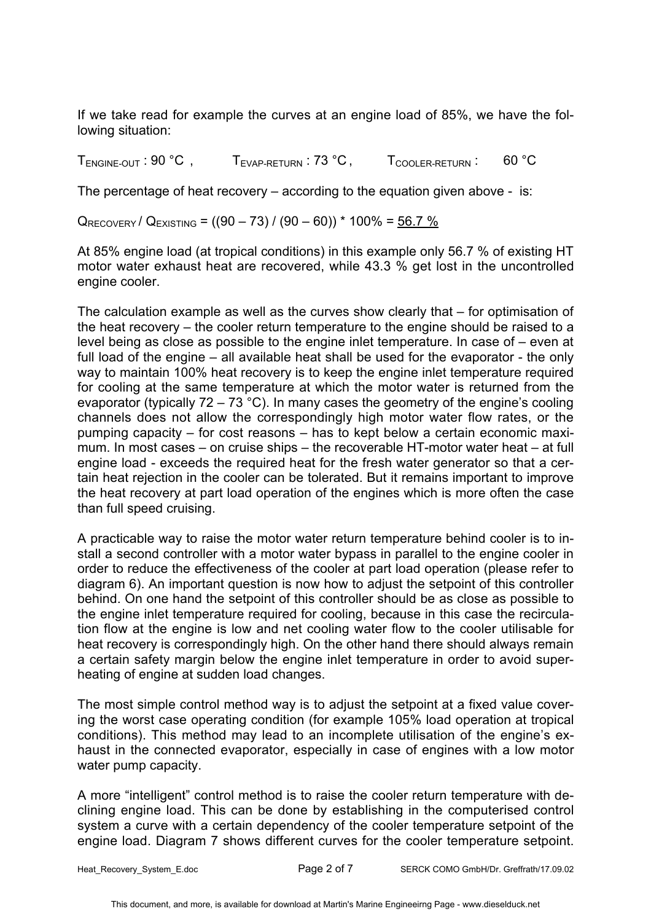If we take read for example the curves at an engine load of 85%, we have the following situation:

$T_{ENGINE-OUT}$ : 90 °C , $T_{EVAP-RETURN}$ : 73 °C , $T_{COOLER-RETURN}$ : 60 °C

The percentage of heat recovery – according to the equation given above - is:

$Q_{RECOVERY} / Q_{EXISTING} = ((90 – 73) / (90 – 60)) * 100\% =$ <u>56.7 %</u>

At 85% engine load (at tropical conditions) in this example only 56.7 % of existing HT motor water exhaust heat are recovered, while 43.3 % get lost in the uncontrolled engine cooler.

The calculation example as well as the curves show clearly that – for optimisation of the heat recovery – the cooler return temperature to the engine should be raised to a level being as close as possible to the engine inlet temperature. In case of – even at full load of the engine – all available heat shall be used for the evaporator - the only way to maintain 100% heat recovery is to keep the engine inlet temperature required for cooling at the same temperature at which the motor water is returned from the evaporator (typically 72 – 73 °C). In many cases the geometry of the engine's cooling channels does not allow the correspondingly high motor water flow rates, or the pumping capacity – for cost reasons – has to kept below a certain economic maximum. In most cases – on cruise ships – the recoverable HT-motor water heat – at full engine load - exceeds the required heat for the fresh water generator so that a certain heat rejection in the cooler can be tolerated. But it remains important to improve the heat recovery at part load operation of the engines which is more often the case than full speed cruising.

A practicable way to raise the motor water return temperature behind cooler is to install a second controller with a motor water bypass in parallel to the engine cooler in order to reduce the effectiveness of the cooler at part load operation (please refer to diagram 6). An important question is now how to adjust the setpoint of this controller behind. On one hand the setpoint of this controller should be as close as possible to the engine inlet temperature required for cooling, because in this case the recirculation flow at the engine is low and net cooling water flow to the cooler utilisable for heat recovery is correspondingly high. On the other hand there should always remain a certain safety margin below the engine inlet temperature in order to avoid superheating of engine at sudden load changes.

The most simple control method way is to adjust the setpoint at a fixed value covering the worst case operating condition (for example 105% load operation at tropical conditions). This method may lead to an incomplete utilisation of the engine's exhaust in the connected evaporator, especially in case of engines with a low motor water pump capacity.

A more "intelligent" control method is to raise the cooler return temperature with declining engine load. This can be done by establishing in the computerised control system a curve with a certain dependency of the cooler temperature setpoint of the engine load. Diagram 7 shows different curves for the cooler temperature setpoint.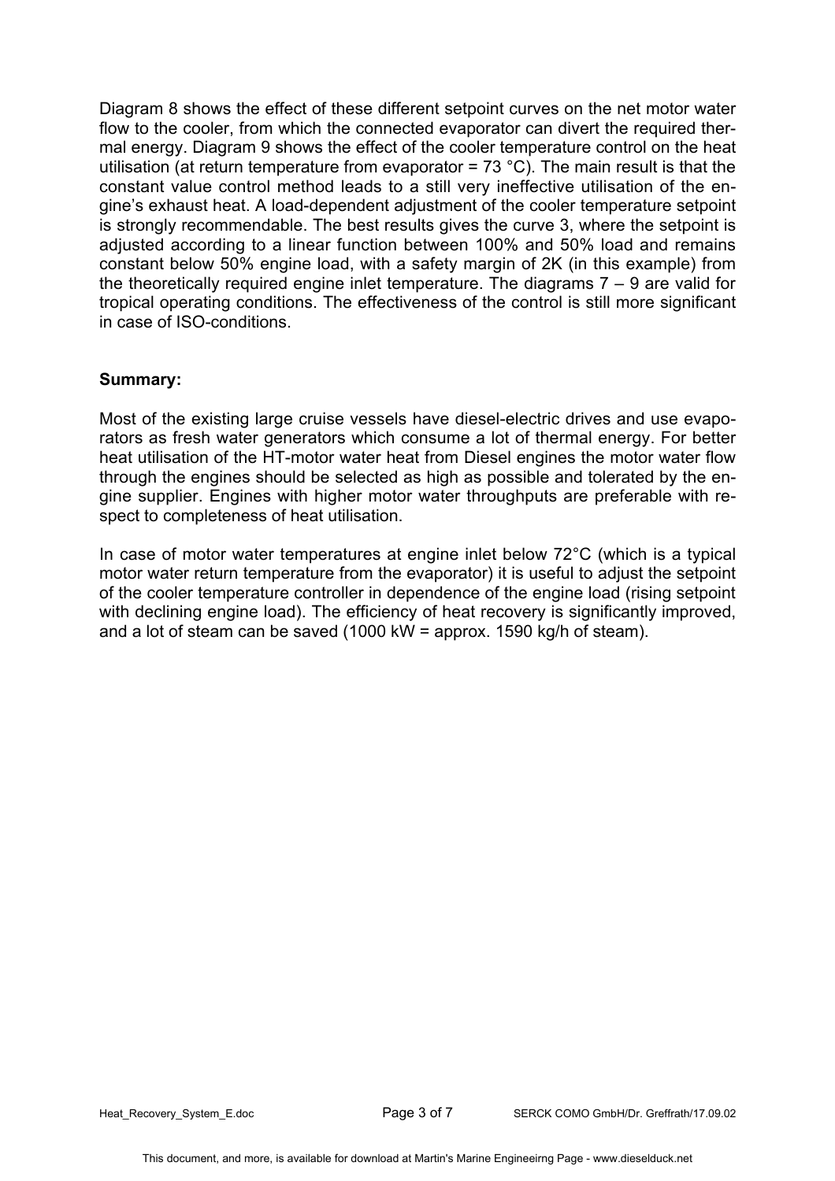Diagram 8 shows the effect of these different setpoint curves on the net motor water flow to the cooler, from which the connected evaporator can divert the required thermal energy. Diagram 9 shows the effect of the cooler temperature control on the heat utilisation (at return temperature from evaporator = 73 °C). The main result is that the constant value control method leads to a still very ineffective utilisation of the engine's exhaust heat. A load-dependent adjustment of the cooler temperature setpoint is strongly recommendable. The best results gives the curve 3, where the setpoint is adjusted according to a linear function between 100% and 50% load and remains constant below 50% engine load, with a safety margin of 2K (in this example) from the theoretically required engine inlet temperature. The diagrams 7 – 9 are valid for tropical operating conditions. The effectiveness of the control is still more significant in case of ISO-conditions.

**Summary:**

Most of the existing large cruise vessels have diesel-electric drives and use evaporators as fresh water generators which consume a lot of thermal energy. For better heat utilisation of the HT-motor water heat from Diesel engines the motor water flow through the engines should be selected as high as possible and tolerated by the engine supplier. Engines with higher motor water throughputs are preferable with respect to completeness of heat utilisation.

In case of motor water temperatures at engine inlet below 72°C (which is a typical motor water return temperature from the evaporator) it is useful to adjust the setpoint of the cooler temperature controller in dependence of the engine load (rising setpoint with declining engine load). The efficiency of heat recovery is significantly improved, and a lot of steam can be saved (1000 kW = approx. 1590 kg/h of steam).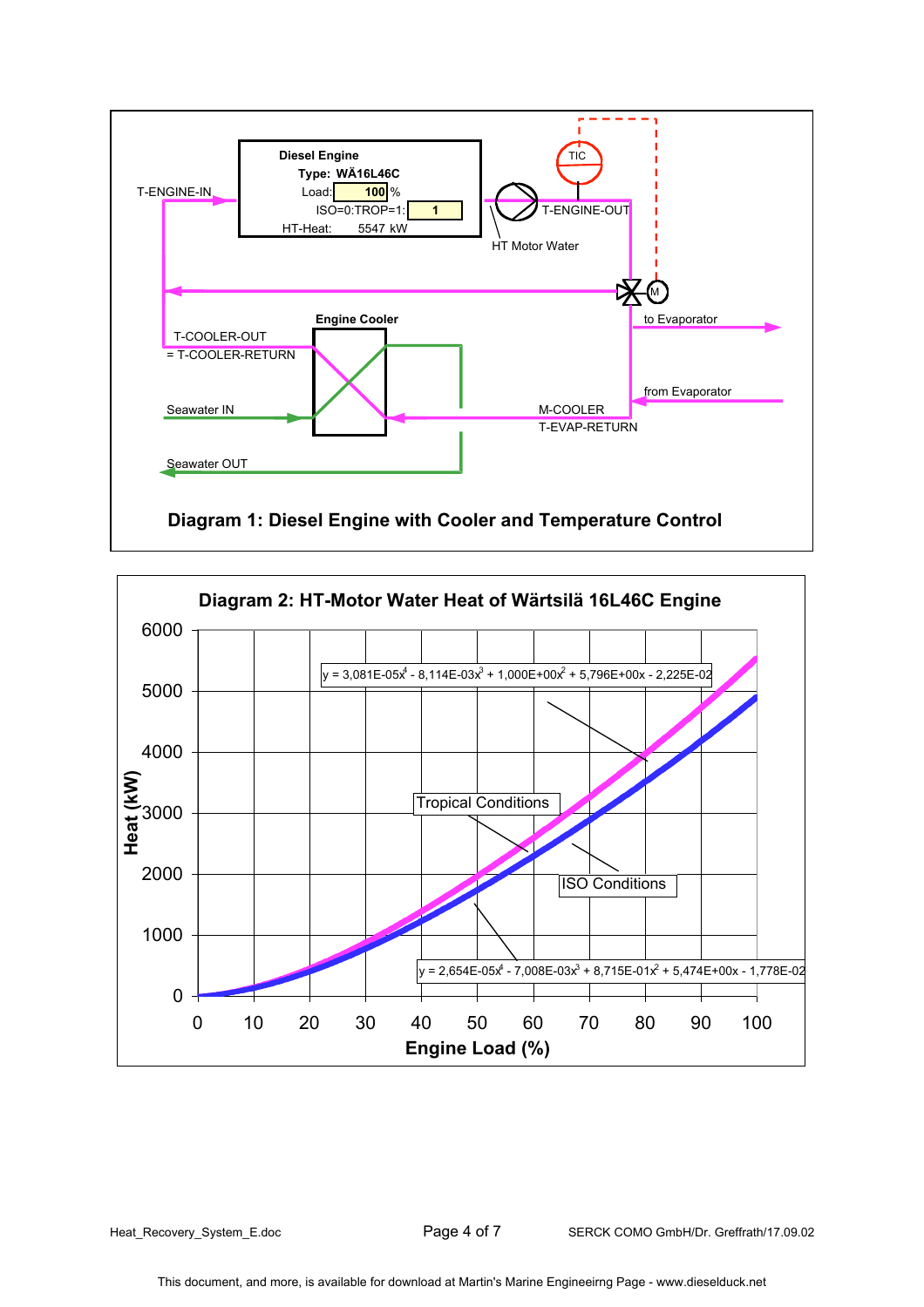Diesel Engine
Type: WÄ16L46C
Load: 100 %
ISO=0:TROP=1: 1
HT-Heat: 5547 kW

T-ENGINE-IN

TIC

T-ENGINE-OUT

HT Motor Water

M

to Evaporator

from Evaporator

Engine Cooler

T-COOLER-OUT
= T-COOLER-RETURN

Seawater IN

M-COOLER
T-EVAP-RETURN

Seawater OUT

**Diagram 1: Diesel Engine with Cooler and Temperature Control**

**Diagram 2: HT-Motor Water Heat of Wärtsilä 16L46C Engine**

Tropical Conditions: $y = 3{,}081E\text{-}05x^4 - 8{,}114E\text{-}03x^3 + 1{,}000E{+}00x^2 + 5{,}796E{+}00x - 2{,}225E\text{-}02$

ISO Conditions: $y = 2{,}654E\text{-}05x^4 - 7{,}008E\text{-}03x^3 + 8{,}715E\text{-}01x^2 + 5{,}474E{+}00x - 1{,}778E\text{-}02$

Heat (kW): 0, 1000, 2000, 3000, 4000, 5000, 6000

Engine Load (%): 0, 10, 20, 30, 40, 50, 60, 70, 80, 90, 100

This document, and more, is available for download at Martin's Marine Engineeirng Page - www.dieselduck.net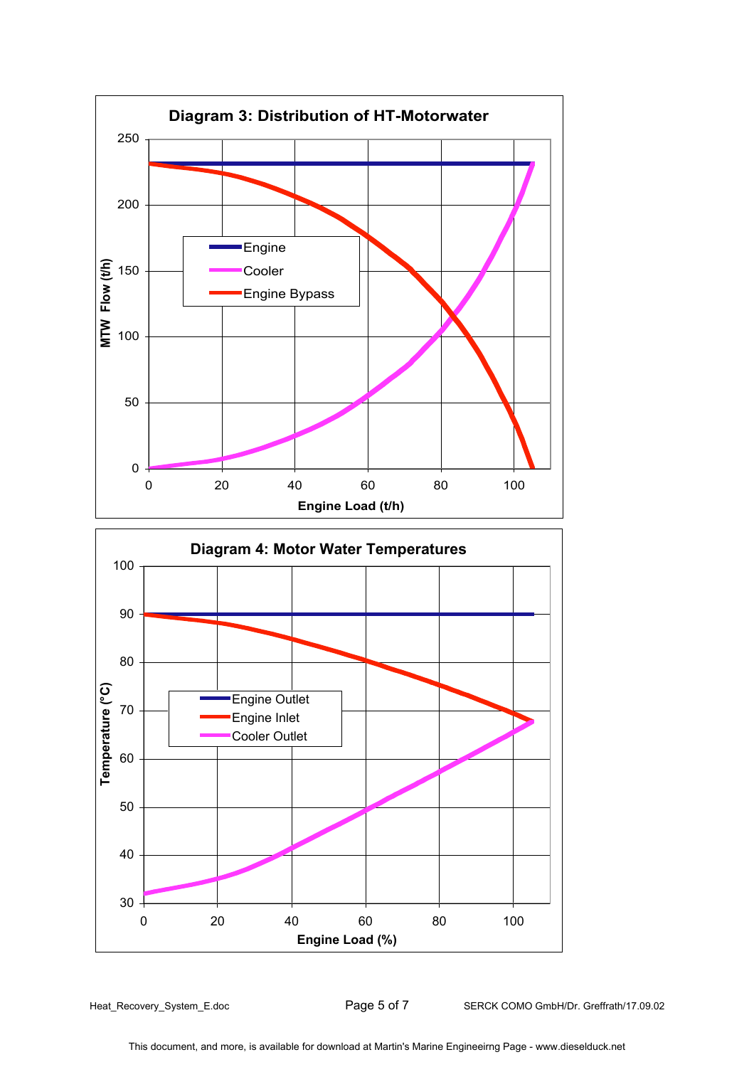**Diagram 3: Distribution of HT-Motorwater**

MTW Flow (t/h) vs. Engine Load (t/h)

Legend: Engine, Cooler, Engine Bypass

**Diagram 4: Motor Water Temperatures**

Temperature (°C) vs. Engine Load (%)

Legend: Engine Outlet, Engine Inlet, Cooler Outlet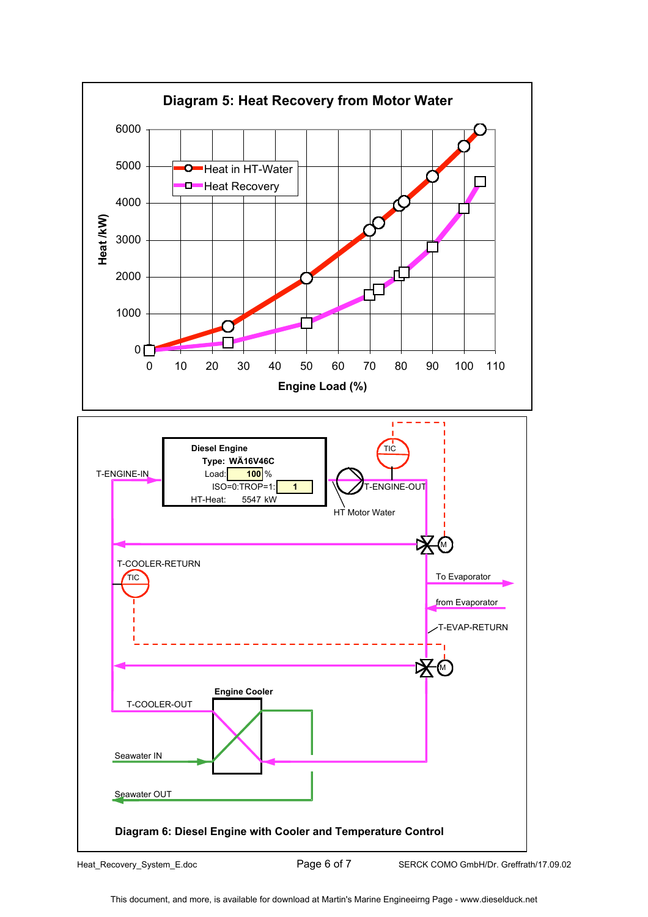**Diagram 5: Heat Recovery from Motor Water**

Heat /kW vs Engine Load (%)

- Heat in HT-Water
- Heat Recovery

Diesel Engine
Type: WÄ16V46C
Load: 100 %
ISO=0:TROP=1: 1
HT-Heat: 5547 kW

T-ENGINE-IN
T-ENGINE-OUT
HT Motor Water
TIC
M
T-COOLER-RETURN
To Evaporator
from Evaporator
T-EVAP-RETURN
Engine Cooler
T-COOLER-OUT
Seawater IN
Seawater OUT

**Diagram 6: Diesel Engine with Cooler and Temperature Control**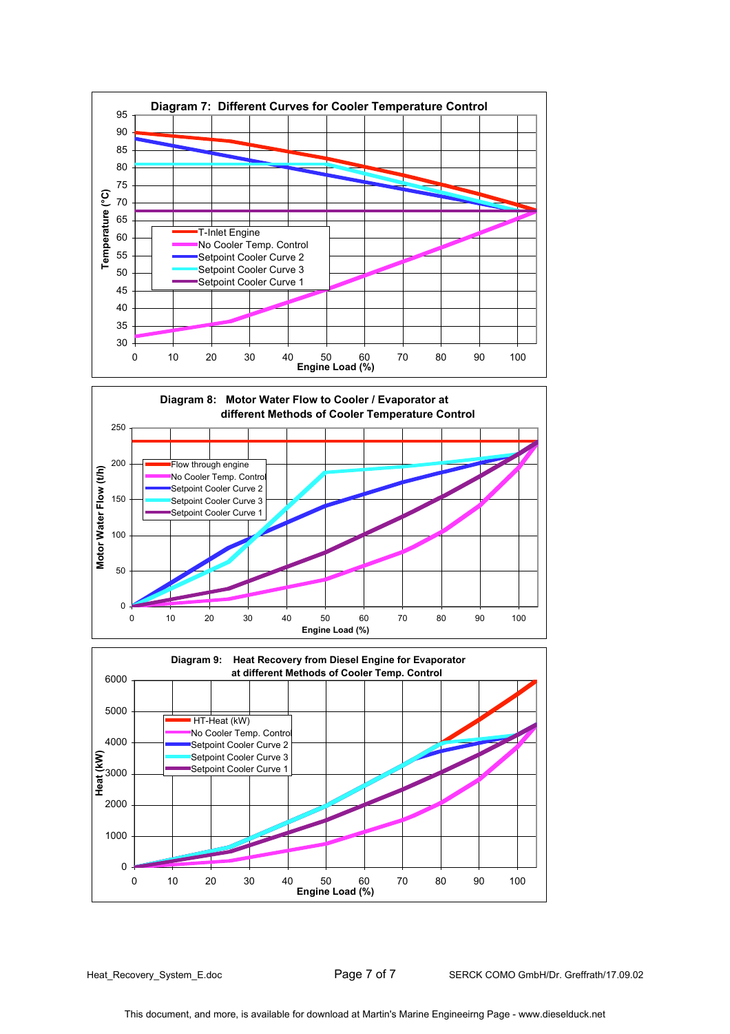**Diagram 7: Different Curves for Cooler Temperature Control**

Temperature (°C)

95
90
85
80
75
70
65
60
55
50
45
40
35
30

0 10 20 30 40 50 60 70 80 90 100

Engine Load (%)

T-Inlet Engine
No Cooler Temp. Control
Setpoint Cooler Curve 2
Setpoint Cooler Curve 3
Setpoint Cooler Curve 1

**Diagram 8: Motor Water Flow to Cooler / Evaporator at different Methods of Cooler Temperature Control**

Motor Water Flow (t/h)

250
200
150
100
50
0

0 10 20 30 40 50 60 70 80 90 100

Engine Load (%)

Flow through engine
No Cooler Temp. Control
Setpoint Cooler Curve 2
Setpoint Cooler Curve 3
Setpoint Cooler Curve 1

**Diagram 9: Heat Recovery from Diesel Engine for Evaporator at different Methods of Cooler Temp. Control**

Heat (kW)

6000
5000
4000
3000
2000
1000
0

0 10 20 30 40 50 60 70 80 90 100

Engine Load (%)

HT-Heat (kW)
No Cooler Temp. Control
Setpoint Cooler Curve 2
Setpoint Cooler Curve 3
Setpoint Cooler Curve 1